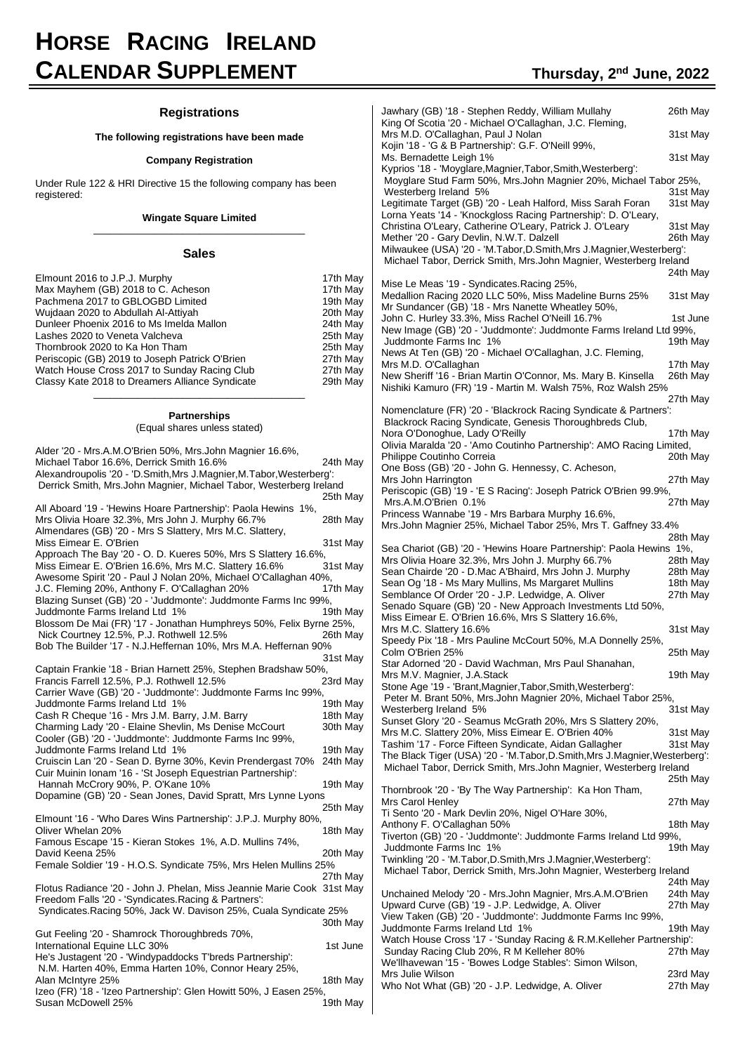# HORSE RACING IRELAND CALENDAR SUPPLEMENT

**Thursday, 2nd June, 2022**

## Registrations

**The following registrations have been made**

**Company Registration**

Under Rule 122 & HRI Directive 15 the following company has been registered:

**Wingate Square Limited**

## Sales

| | |
|---|---|
| Elmount 2016 to J.P.J. Murphy | 17th May |
| Max Mayhem (GB) 2018 to C. Acheson | 17th May |
| Pachmena 2017 to GBLOGBD Limited | 19th May |
| Wujdaan 2020 to Abdullah Al-Attiyah | 20th May |
| Dunleer Phoenix 2016 to Ms Imelda Mallon | 24th May |
| Lashes 2020 to Veneta Valcheva | 25th May |
| Thornbrook 2020 to Ka Hon Tham | 25th May |
| Periscopic (GB) 2019 to Joseph Patrick O'Brien | 27th May |
| Watch House Cross 2017 to Sunday Racing Club | 27th May |
| Classy Kate 2018 to Dreamers Alliance Syndicate | 29th May |

## Partnerships

(Equal shares unless stated)

Alder '20 - Mrs.A.M.O'Brien 50%, Mrs.John Magnier 16.6%, Michael Tabor 16.6%, Derrick Smith 16.6% — 24th May

Alexandroupolis '20 - 'D.Smith,Mrs J.Magnier,M.Tabor,Westerberg': Derrick Smith, Mrs.John Magnier, Michael Tabor, Westerberg Ireland — 25th May

All Aboard '19 - 'Hewins Hoare Partnership': Paola Hewins 1%, Mrs Olivia Hoare 32.3%, Mrs John J. Murphy 66.7% — 28th May

Almendares (GB) '20 - Mrs S Slattery, Mrs M.C. Slattery, Miss Eimear E. O'Brien — 31st May

Approach The Bay '20 - O. D. Kueres 50%, Mrs S Slattery 16.6%, Miss Eimear E. O'Brien 16.6%, Mrs M.C. Slattery 16.6% — 31st May

Awesome Spirit '20 - Paul J Nolan 20%, Michael O'Callaghan 40%, J.C. Fleming 20%, Anthony F. O'Callaghan 20% — 17th May

Blazing Sunset (GB) '20 - 'Juddmonte': Juddmonte Farms Inc 99%, Juddmonte Farms Ireland Ltd 1% — 19th May

Blossom De Mai (FR) '17 - Jonathan Humphreys 50%, Felix Byrne 25%, Nick Courtney 12.5%, P.J. Rothwell 12.5% — 26th May

Bob The Builder '17 - N.J.Heffernan 10%, Mrs M.A. Heffernan 90% — 31st May

Captain Frankie '18 - Brian Harnett 25%, Stephen Bradshaw 50%, Francis Farrell 12.5%, P.J. Rothwell 12.5% — 23rd May

Carrier Wave (GB) '20 - 'Juddmonte': Juddmonte Farms Inc 99%, Juddmonte Farms Ireland Ltd 1% — 19th May

Cash R Cheque '16 - Mrs J.M. Barry, J.M. Barry — 18th May

Charming Lady '20 - Elaine Shevlin, Ms Denise McCourt — 30th May

Cooler (GB) '20 - 'Juddmonte': Juddmonte Farms Inc 99%, Juddmonte Farms Ireland Ltd 1% — 19th May

Cruiscin Lan '20 - Sean D. Byrne 30%, Kevin Prendergast 70% — 24th May

Cuir Muinin Ionam '16 - 'St Joseph Equestrian Partnership': Hannah McCrory 90%, P. O'Kane 10% — 19th May

Dopamine (GB) '20 - Sean Jones, David Spratt, Mrs Lynne Lyons — 25th May

Elmount '16 - 'Who Dares Wins Partnership': J.P.J. Murphy 80%, Oliver Whelan 20% — 18th May

Famous Escape '15 - Kieran Stokes 1%, A.D. Mullins 74%, David Keena 25% — 20th May

Female Soldier '19 - H.O.S. Syndicate 75%, Mrs Helen Mullins 25% — 27th May

Flotus Radiance '20 - John J. Phelan, Miss Jeannie Marie Cook — 31st May

Freedom Falls '20 - 'Syndicates.Racing & Partners': Syndicates.Racing 50%, Jack W. Davison 25%, Cuala Syndicate 25% — 30th May

Gut Feeling '20 - Shamrock Thoroughbreds 70%, International Equine LLC 30% — 1st June

He's Justagent '20 - 'Windypaddocks T'breds Partnership': N.M. Harten 40%, Emma Harten 10%, Connor Heary 25%, Alan McIntyre 25% — 18th May

Izeo (FR) '18 - 'Izeo Partnership': Glen Howitt 50%, J Easen 25%, Susan McDowell 25% — 19th May

Jawhary (GB) '18 - Stephen Reddy, William Mullahy — 26th May

King Of Scotia '20 - Michael O'Callaghan, J.C. Fleming, Mrs M.D. O'Callaghan, Paul J Nolan — 31st May

Kojin '18 - 'G & B Partnership': G.F. O'Neill 99%, Ms. Bernadette Leigh 1% — 31st May

Kyprios '18 - 'Moyglare,Magnier,Tabor,Smith,Westerberg': Moyglare Stud Farm 50%, Mrs.John Magnier 20%, Michael Tabor 25%, Westerberg Ireland 5% — 31st May

Legitimate Target (GB) '20 - Leah Halford, Miss Sarah Foran — 31st May

Lorna Yeats '14 - 'Knockgloss Racing Partnership': D. O'Leary, Christina O'Leary, Catherine O'Leary, Patrick J. O'Leary — 31st May

Mether '20 - Gary Devlin, N.W.T. Dalzell — 26th May

Milwaukee (USA) '20 - 'M.Tabor,D.Smith,Mrs J.Magnier,Westerberg': Michael Tabor, Derrick Smith, Mrs.John Magnier, Westerberg Ireland — 24th May

Mise Le Meas '19 - Syndicates.Racing 25%, Medallion Racing 2020 LLC 50%, Miss Madeline Burns 25% — 31st May

Mr Sundancer (GB) '18 - Mrs Nanette Wheatley 50%, John C. Hurley 33.3%, Miss Rachel O'Neill 16.7% — 1st June

New Image (GB) '20 - 'Juddmonte': Juddmonte Farms Ireland Ltd 99%, Juddmonte Farms Inc 1% — 19th May

News At Ten (GB) '20 - Michael O'Callaghan, J.C. Fleming, Mrs M.D. O'Callaghan — 17th May

New Sheriff '16 - Brian Martin O'Connor, Ms. Mary B. Kinsella — 26th May

Nishiki Kamuro (FR) '19 - Martin M. Walsh 75%, Roz Walsh 25% — 27th May

Nomenclature (FR) '20 - 'Blackrock Racing Syndicate & Partners': Blackrock Racing Syndicate, Genesis Thoroughbreds Club, Nora O'Donoghue, Lady O'Reilly — 17th May

Olivia Maralda '20 - 'Amo Coutinho Partnership': AMO Racing Limited, Philippe Coutinho Correia — 20th May

One Boss (GB) '20 - John G. Hennessy, C. Acheson, Mrs John Harrington — 27th May

Periscopic (GB) '19 - 'E S Racing': Joseph Patrick O'Brien 99.9%, Mrs.A.M.O'Brien 0.1% — 27th May

Princess Wannabe '19 - Mrs Barbara Murphy 16.6%, Mrs.John Magnier 25%, Michael Tabor 25%, Mrs T. Gaffney 33.4% — 28th May

Sea Chariot (GB) '20 - 'Hewins Hoare Partnership': Paola Hewins 1%, Mrs Olivia Hoare 32.3%, Mrs John J. Murphy 66.7% — 28th May

Sean Chairde '20 - D.Mac A'Bhaird, Mrs John J. Murphy — 28th May

Sean Og '18 - Ms Mary Mullins, Ms Margaret Mullins — 18th May

Semblance Of Order '20 - J.P. Ledwidge, A. Oliver — 27th May

Senado Square (GB) '20 - New Approach Investments Ltd 50%, Miss Eimear E. O'Brien 16.6%, Mrs S Slattery 16.6%, Mrs M.C. Slattery 16.6% — 31st May

Speedy Pix '18 - Mrs Pauline McCourt 50%, M.A Donnelly 25%, Colm O'Brien 25% — 25th May

Star Adorned '20 - David Wachman, Mrs Paul Shanahan, Mrs M.V. Magnier, J.A.Stack — 19th May

Stone Age '19 - 'Brant,Magnier,Tabor,Smith,Westerberg': Peter M. Brant 50%, Mrs.John Magnier 20%, Michael Tabor 25%, Westerberg Ireland 5% — 31st May

Sunset Glory '20 - Seamus McGrath 20%, Mrs S Slattery 20%, Mrs M.C. Slattery 20%, Miss Eimear E. O'Brien 40% — 31st May

Tashim '17 - Force Fifteen Syndicate, Aidan Gallagher — 31st May

The Black Tiger (USA) '20 - 'M.Tabor,D.Smith,Mrs J.Magnier,Westerberg': Michael Tabor, Derrick Smith, Mrs.John Magnier, Westerberg Ireland — 25th May

Thornbrook '20 - 'By The Way Partnership': Ka Hon Tham, Mrs Carol Henley — 27th May

Ti Sento '20 - Mark Devlin 20%, Nigel O'Hare 30%, Anthony F. O'Callaghan 50% — 18th May

Tiverton (GB) '20 - 'Juddmonte': Juddmonte Farms Ireland Ltd 99%, Juddmonte Farms Inc 1% — 19th May

Twinkling '20 - 'M.Tabor,D.Smith,Mrs J.Magnier,Westerberg': Michael Tabor, Derrick Smith, Mrs.John Magnier, Westerberg Ireland — 24th May

Unchained Melody '20 - Mrs.John Magnier, Mrs.A.M.O'Brien — 24th May

Upward Curve (GB) '19 - J.P. Ledwidge, A. Oliver — 27th May

View Taken (GB) '20 - 'Juddmonte': Juddmonte Farms Inc 99%, Juddmonte Farms Ireland Ltd 1% — 19th May

Watch House Cross '17 - 'Sunday Racing & R.M.Kelleher Partnership': Sunday Racing Club 20%, R M Kelleher 80% — 27th May

We'llhavewan '15 - 'Bowes Lodge Stables': Simon Wilson, Mrs Julie Wilson — 23rd May

Who Not What (GB) '20 - J.P. Ledwidge, A. Oliver — 27th May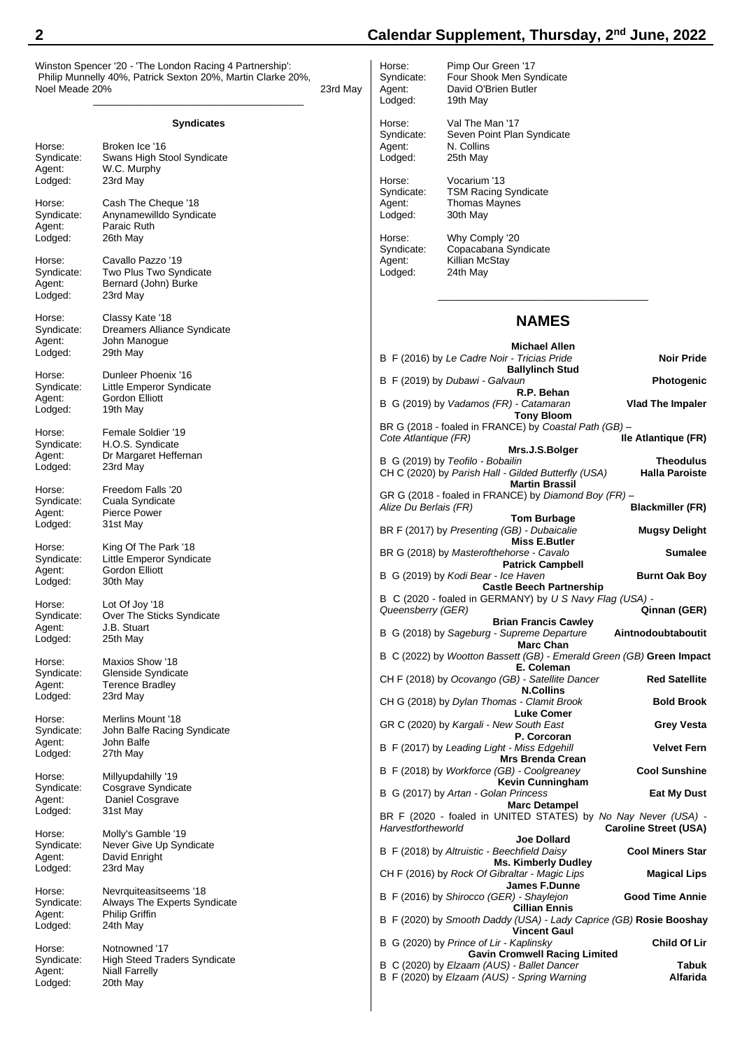Winston Spencer '20 - 'The London Racing 4 Partnership': Philip Munnelly 40%, Patrick Sexton 20%, Martin Clarke 20%, Noel Meade 20% 23rd May

---

### Syndicates

Horse: Broken Ice '16
Syndicate: Swans High Stool Syndicate
Agent: W.C. Murphy
Lodged: 23rd May

Horse: Cash The Cheque '18
Syndicate: Anynamewilldo Syndicate
Agent: Paraic Ruth
Lodged: 26th May

Horse: Cavallo Pazzo '19
Syndicate: Two Plus Two Syndicate
Agent: Bernard (John) Burke
Lodged: 23rd May

Horse: Classy Kate '18
Syndicate: Dreamers Alliance Syndicate
Agent: John Manogue
Lodged: 29th May

Horse: Dunleer Phoenix '16
Syndicate: Little Emperor Syndicate
Agent: Gordon Elliott
Lodged: 19th May

Horse: Female Soldier '19
Syndicate: H.O.S. Syndicate
Agent: Dr Margaret Heffernan
Lodged: 23rd May

Horse: Freedom Falls '20
Syndicate: Cuala Syndicate
Agent: Pierce Power
Lodged: 31st May

Horse: King Of The Park '18
Syndicate: Little Emperor Syndicate
Agent: Gordon Elliott
Lodged: 30th May

Horse: Lot Of Joy '18
Syndicate: Over The Sticks Syndicate
Agent: J.B. Stuart
Lodged: 25th May

Horse: Maxios Show '18
Syndicate: Glenside Syndicate
Agent: Terence Bradley
Lodged: 23rd May

Horse: Merlins Mount '18
Syndicate: John Balfe Racing Syndicate
Agent: John Balfe
Lodged: 27th May

Horse: Millyupdahilly '19
Syndicate: Cosgrave Syndicate
Agent: Daniel Cosgrave
Lodged: 31st May

Horse: Molly's Gamble '19
Syndicate: Never Give Up Syndicate
Agent: David Enright
Lodged: 23rd May

Horse: Nevrquiteasitseems '18
Syndicate: Always The Experts Syndicate
Agent: Philip Griffin
Lodged: 24th May

Horse: Notnowned '17
Syndicate: High Steed Traders Syndicate
Agent: Niall Farrelly
Lodged: 20th May

Horse: Pimp Our Green '17
Syndicate: Four Shook Men Syndicate
Agent: David O'Brien Butler
Lodged: 19th May

Horse: Val The Man '17
Syndicate: Seven Point Plan Syndicate
Agent: N. Collins
Lodged: 25th May

Horse: Vocarium '13
Syndicate: TSM Racing Syndicate
Agent: Thomas Maynes
Lodged: 30th May

Horse: Why Comply '20
Syndicate: Copacabana Syndicate
Agent: Killian McStay
Lodged: 24th May

---

## NAMES

**Michael Allen**
B F (2016) by *Le Cadre Noir - Tricias Pride* **Noir Pride**

**Ballylinch Stud**
B F (2019) by *Dubawi - Galvaun* **Photogenic**

**R.P. Behan**
B G (2019) by *Vadamos (FR) - Catamaran* **Vlad The Impaler**

**Tony Bloom**
BR G (2018 - foaled in FRANCE) by *Coastal Path (GB) – Cote Atlantique (FR)* **Ile Atlantique (FR)**

**Mrs.J.S.Bolger**
B G (2019) by *Teofilo - Bobailin* **Theodulus**
CH C (2020) by *Parish Hall - Gilded Butterfly (USA)* **Halla Paroiste**

**Martin Brassil**
GR G (2018 - foaled in FRANCE) by *Diamond Boy (FR) – Alize Du Berlais (FR)* **Blackmiller (FR)**

**Tom Burbage**
BR F (2017) by *Presenting (GB) - Dubaicalie* **Mugsy Delight**

**Miss E.Butler**
BR G (2018) by *Masterofthehorse - Cavalo* **Sumalee**

**Patrick Campbell**
B G (2019) by *Kodi Bear - Ice Haven* **Burnt Oak Boy**

**Castle Beech Partnership**
B C (2020 - foaled in GERMANY) by *U S Navy Flag (USA) - Queensberry (GER)* **Qinnan (GER)**

**Brian Francis Cawley**
B G (2018) by *Sageburg - Supreme Departure* **Aintnodoubtaboutit**

**Marc Chan**
B C (2022) by *Wootton Bassett (GB) - Emerald Green (GB)* **Green Impact**

**E. Coleman**
CH F (2018) by *Ocovango (GB) - Satellite Dancer* **Red Satellite**

**N.Collins**
CH G (2018) by *Dylan Thomas - Clamit Brook* **Bold Brook**

**Luke Comer**
GR C (2020) by *Kargali - New South East* **Grey Vesta**

**P. Corcoran**
B F (2017) by *Leading Light - Miss Edgehill* **Velvet Fern**

**Mrs Brenda Crean**
B F (2018) by *Workforce (GB) - Coolgreaney* **Cool Sunshine**

**Kevin Cunningham**
B G (2017) by *Artan - Golan Princess* **Eat My Dust**

**Marc Detampel**
BR F (2020 - foaled in UNITED STATES) by *No Nay Never (USA) - Harvestfortheworld* **Caroline Street (USA)**

**Joe Dollard**
B F (2018) by *Altruistic - Beechfield Daisy* **Cool Miners Star**

**Ms. Kimberly Dudley**
CH F (2016) by *Rock Of Gibraltar - Magic Lips* **Magical Lips**

**James F.Dunne**
B F (2016) by *Shirocco (GER) - Shaylejon* **Good Time Annie**

**Cillian Ennis**
B F (2020) by *Smooth Daddy (USA) - Lady Caprice (GB)* **Rosie Booshay**

**Vincent Gaul**
B G (2020) by *Prince of Lir - Kaplinsky* **Child Of Lir**

**Gavin Cromwell Racing Limited**
B C (2020) by *Elzaam (AUS) - Ballet Dancer* **Tabuk**
B F (2020) by *Elzaam (AUS) - Spring Warning* **Alfarida**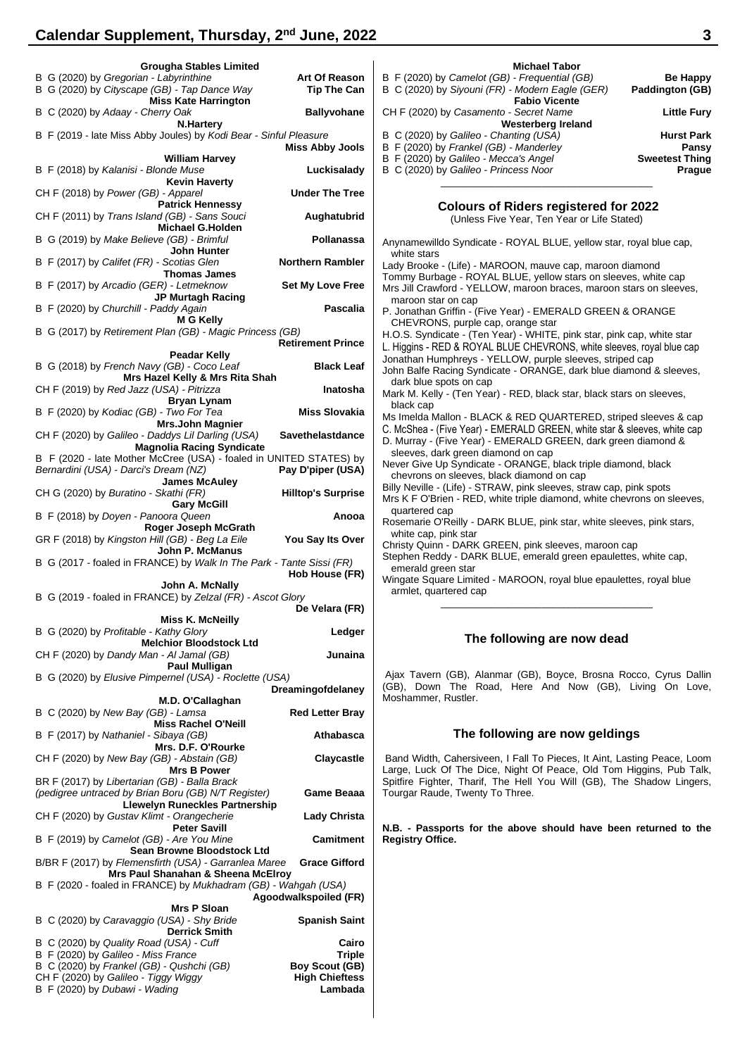**Grougha Stables Limited**
B G (2020) by *Gregorian - Labyrinthine* **Art Of Reason**
B G (2020) by *Cityscape (GB) - Tap Dance Way* **Tip The Can**

**Miss Kate Harrington**
B C (2020) by *Adaay - Cherry Oak* **Ballyvohane**

**N.Hartery**
B F (2019 - late Miss Abby Joules) by *Kodi Bear - Sinful Pleasure* **Miss Abby Jools**

**William Harvey**
B F (2018) by *Kalanisi - Blonde Muse* **Luckisalady**

**Kevin Haverty**
CH F (2018) by *Power (GB) - Apparel* **Under The Tree**

**Patrick Hennessy**
CH F (2011) by *Trans Island (GB) - Sans Souci* **Aughatubrid**

**Michael G.Holden**
B G (2019) by *Make Believe (GB) - Brimful* **Pollanassa**

**John Hunter**
B F (2017) by *Califet (FR) - Scotias Glen* **Northern Rambler**

**Thomas James**
B F (2017) by *Arcadio (GER) - Letmeknow* **Set My Love Free**

**JP Murtagh Racing**
B F (2020) by *Churchill - Paddy Again* **Pascalia**

**M G Kelly**
B G (2017) by *Retirement Plan (GB) - Magic Princess (GB)* **Retirement Prince**

**Peadar Kelly**
B G (2018) by *French Navy (GB) - Coco Leaf* **Black Leaf**

**Mrs Hazel Kelly & Mrs Rita Shah**
CH F (2019) by *Red Jazz (USA) - Pitrizza* **Inatosha**

**Bryan Lynam**
B F (2020) by *Kodiac (GB) - Two For Tea* **Miss Slovakia**

**Mrs.John Magnier**
CH F (2020) by *Galileo - Daddys Lil Darling (USA)* **Savethelastdance**

**Magnolia Racing Syndicate**
B F (2020 - late Mother McCree (USA) - foaled in UNITED STATES) by *Bernardini (USA) - Darci's Dream (NZ)* **Pay D'piper (USA)**

**James McAuley**
CH G (2020) by *Buratino - Skathi (FR)* **Hilltop's Surprise**

**Gary McGill**
B F (2018) by *Doyen - Panoora Queen* **Anooa**

**Roger Joseph McGrath**
GR F (2018) by *Kingston Hill (GB) - Beg La Eile* **You Say Its Over**

**John P. McManus**
B G (2017 - foaled in FRANCE) by *Walk In The Park - Tante Sissi (FR)* **Hob House (FR)**

**John A. McNally**
B G (2019 - foaled in FRANCE) by *Zelzal (FR) - Ascot Glory* **De Velara (FR)**

**Miss K. McNeilly**
B G (2020) by *Profitable - Kathy Glory* **Ledger**

**Melchior Bloodstock Ltd**
CH F (2020) by *Dandy Man - Al Jamal (GB)* **Junaina**

**Paul Mulligan**
B G (2020) by *Elusive Pimpernel (USA) - Roclette (USA)* **Dreamingofdelaney**

**M.D. O'Callaghan**
B C (2020) by *New Bay (GB) - Lamsa* **Red Letter Bray**

**Miss Rachel O'Neill**
B F (2017) by *Nathaniel - Sibaya (GB)* **Athabasca**

**Mrs. D.F. O'Rourke**
CH F (2020) by *New Bay (GB) - Abstain (GB)* **Claycastle**

**Mrs B Power**
BR F (2017) by *Libertarian (GB) - Balla Brack (pedigree untraced by Brian Boru (GB) N/T Register)* **Game Beaaa**

**Llewelyn Runeckles Partnership**
CH F (2020) by *Gustav Klimt - Orangecherie* **Lady Christa**

**Peter Savill**
B F (2019) by *Camelot (GB) - Are You Mine* **Camitment**

**Sean Browne Bloodstock Ltd**
B/BR F (2017) by *Flemensfirth (USA) - Garranlea Maree* **Grace Gifford**

**Mrs Paul Shanahan & Sheena McElroy**
B F (2020 - foaled in FRANCE) by *Mukhadram (GB) - Wahgah (USA)* **Agoodwalkspoiled (FR)**

**Mrs P Sloan**
B C (2020) by *Caravaggio (USA) - Shy Bride* **Spanish Saint**

**Derrick Smith**
B C (2020) by *Quality Road (USA) - Cuff* **Cairo**
B F (2020) by *Galileo - Miss France* **Triple**
B C (2020) by *Frankel (GB) - Qushchi (GB)* **Boy Scout (GB)**
CH F (2020) by *Galileo - Tiggy Wiggy* **High Chieftess**
B F (2020) by *Dubawi - Wading* **Lambada**

**Michael Tabor**
B F (2020) by *Camelot (GB) - Frequential (GB)* **Be Happy**
B C (2020) by *Siyouni (FR) - Modern Eagle (GER)* **Paddington (GB)**

**Fabio Vicente**
CH F (2020) by *Casamento - Secret Name* **Little Fury**

**Westerberg Ireland**
B C (2020) by *Galileo - Chanting (USA)* **Hurst Park**
B F (2020) by *Frankel (GB) - Manderley* **Pansy**
B F (2020) by *Galileo - Mecca's Angel* **Sweetest Thing**
B C (2020) by *Galileo - Princess Noor* **Prague**

---

## Colours of Riders registered for 2022

(Unless Five Year, Ten Year or Life Stated)

Anynamewilldo Syndicate - ROYAL BLUE, yellow star, royal blue cap, white stars
Lady Brooke - (Life) - MAROON, mauve cap, maroon diamond
Tommy Burbage - ROYAL BLUE, yellow stars on sleeves, white cap
Mrs Jill Crawford - YELLOW, maroon braces, maroon stars on sleeves, maroon star on cap
P. Jonathan Griffin - (Five Year) - EMERALD GREEN & ORANGE CHEVRONS, purple cap, orange star
H.O.S. Syndicate - (Ten Year) - WHITE, pink star, pink cap, white star
L. Higgins - RED & ROYAL BLUE CHEVRONS, white sleeves, royal blue cap
Jonathan Humphreys - YELLOW, purple sleeves, striped cap
John Balfe Racing Syndicate - ORANGE, dark blue diamond & sleeves, dark blue spots on cap
Mark M. Kelly - (Ten Year) - RED, black star, black stars on sleeves, black cap
Ms Imelda Mallon - BLACK & RED QUARTERED, striped sleeves & cap
C. McShea - (Five Year) - EMERALD GREEN, white star & sleeves, white cap
D. Murray - (Five Year) - EMERALD GREEN, dark green diamond & sleeves, dark green diamond on cap
Never Give Up Syndicate - ORANGE, black triple diamond, black chevrons on sleeves, black diamond on cap
Billy Neville - (Life) - STRAW, pink sleeves, straw cap, pink spots
Mrs K F O'Brien - RED, white triple diamond, white chevrons on sleeves, quartered cap
Rosemarie O'Reilly - DARK BLUE, pink star, white sleeves, pink stars, white cap, pink star
Christy Quinn - DARK GREEN, pink sleeves, maroon cap
Stephen Reddy - DARK BLUE, emerald green epaulettes, white cap, emerald green star
Wingate Square Limited - MAROON, royal blue epaulettes, royal blue armlet, quartered cap

---

## The following are now dead

Ajax Tavern (GB), Alanmar (GB), Boyce, Brosna Rocco, Cyrus Dallin (GB), Down The Road, Here And Now (GB), Living On Love, Moshammer, Rustler.

## The following are now geldings

Band Width, Cahersiveen, I Fall To Pieces, It Aint, Lasting Peace, Loom Large, Luck Of The Dice, Night Of Peace, Old Tom Higgins, Pub Talk, Spitfire Fighter, Tharif, The Hell You Will (GB), The Shadow Lingers, Tourgar Raude, Twenty To Three.

**N.B. - Passports for the above should have been returned to the Registry Office.**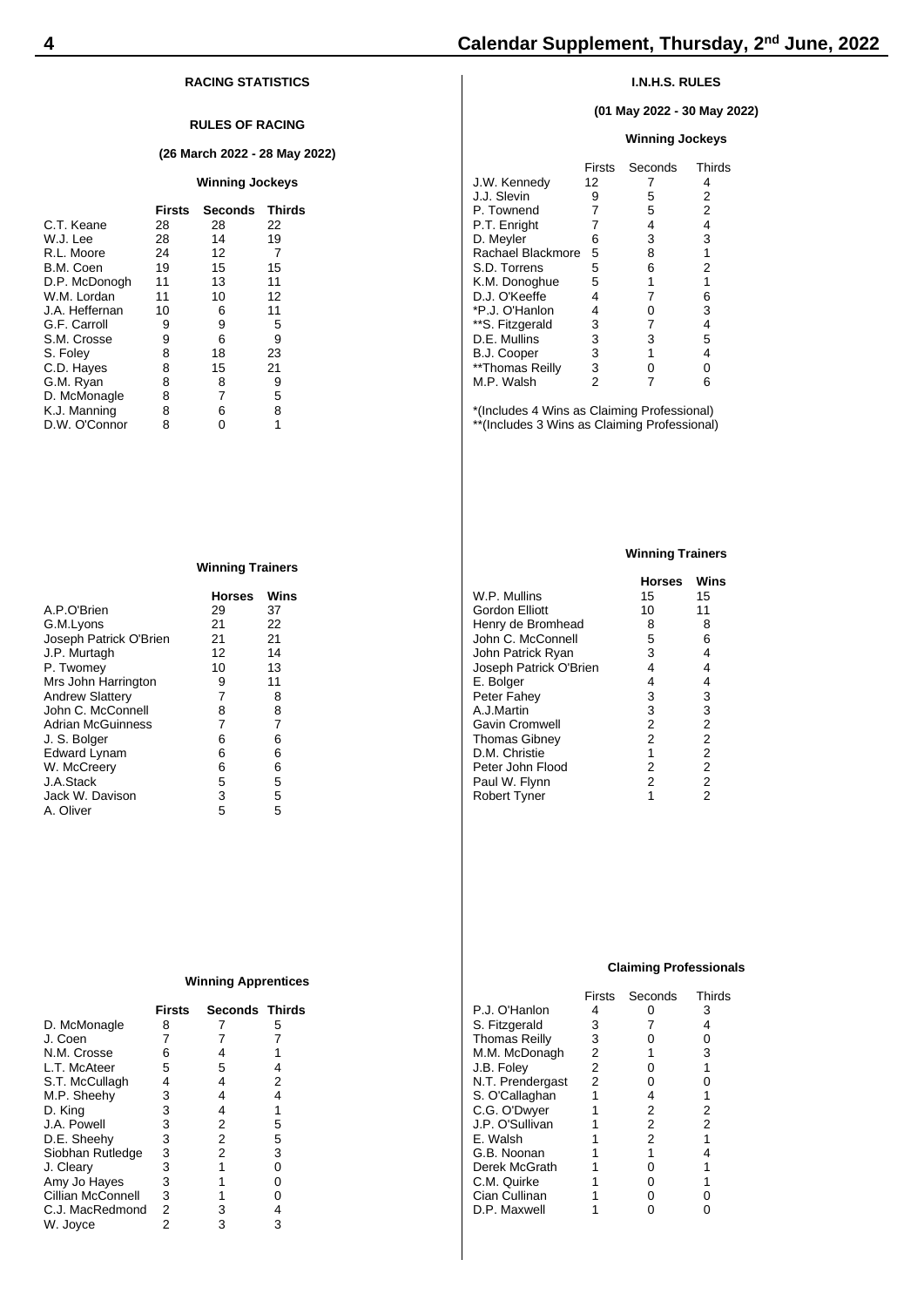## RACING STATISTICS

### RULES OF RACING

**(26 March 2022 - 28 May 2022)**

#### Winning Jockeys

| | Firsts | Seconds | Thirds |
|---|---|---|---|
| C.T. Keane | 28 | 28 | 22 |
| W.J. Lee | 28 | 14 | 19 |
| R.L. Moore | 24 | 12 | 7 |
| B.M. Coen | 19 | 15 | 15 |
| D.P. McDonogh | 11 | 13 | 11 |
| W.M. Lordan | 11 | 10 | 12 |
| J.A. Heffernan | 10 | 6 | 11 |
| G.F. Carroll | 9 | 9 | 5 |
| S.M. Crosse | 9 | 6 | 9 |
| S. Foley | 8 | 18 | 23 |
| C.D. Hayes | 8 | 15 | 21 |
| G.M. Ryan | 8 | 8 | 9 |
| D. McMonagle | 8 | 7 | 5 |
| K.J. Manning | 8 | 6 | 8 |
| D.W. O'Connor | 8 | 0 | 1 |

#### Winning Trainers

| | Horses | Wins |
|---|---|---|
| A.P.O'Brien | 29 | 37 |
| G.M.Lyons | 21 | 22 |
| Joseph Patrick O'Brien | 21 | 21 |
| J.P. Murtagh | 12 | 14 |
| P. Twomey | 10 | 13 |
| Mrs John Harrington | 9 | 11 |
| Andrew Slattery | 7 | 8 |
| John C. McConnell | 8 | 8 |
| Adrian McGuinness | 7 | 7 |
| J. S. Bolger | 6 | 6 |
| Edward Lynam | 6 | 6 |
| W. McCreery | 6 | 6 |
| J.A.Stack | 5 | 5 |
| Jack W. Davison | 3 | 5 |
| A. Oliver | 5 | 5 |

#### Winning Apprentices

| | Firsts | Seconds | Thirds |
|---|---|---|---|
| D. McMonagle | 8 | 7 | 5 |
| J. Coen | 7 | 7 | 7 |
| N.M. Crosse | 6 | 4 | 1 |
| L.T. McAteer | 5 | 5 | 4 |
| S.T. McCullagh | 4 | 4 | 2 |
| M.P. Sheehy | 3 | 4 | 4 |
| D. King | 3 | 4 | 1 |
| J.A. Powell | 3 | 2 | 5 |
| D.E. Sheehy | 3 | 2 | 5 |
| Siobhan Rutledge | 3 | 2 | 3 |
| J. Cleary | 3 | 1 | 0 |
| Amy Jo Hayes | 3 | 1 | 0 |
| Cillian McConnell | 3 | 1 | 0 |
| C.J. MacRedmond | 2 | 3 | 4 |
| W. Joyce | 2 | 3 | 3 |

### I.N.H.S. RULES

**(01 May 2022 - 30 May 2022)**

#### Winning Jockeys

| | Firsts | Seconds | Thirds |
|---|---|---|---|
| J.W. Kennedy | 12 | 7 | 4 |
| J.J. Slevin | 9 | 5 | 2 |
| P. Townend | 7 | 5 | 2 |
| P.T. Enright | 7 | 4 | 4 |
| D. Meyler | 6 | 3 | 3 |
| Rachael Blackmore | 5 | 8 | 1 |
| S.D. Torrens | 5 | 6 | 2 |
| K.M. Donoghue | 5 | 1 | 1 |
| D.J. O'Keeffe | 4 | 7 | 6 |
| *P.J. O'Hanlon | 4 | 0 | 3 |
| **S. Fitzgerald | 3 | 7 | 4 |
| D.E. Mullins | 3 | 3 | 5 |
| B.J. Cooper | 3 | 1 | 4 |
| **Thomas Reilly | 3 | 0 | 0 |
| M.P. Walsh | 2 | 7 | 6 |

*(Includes 4 Wins as Claiming Professional)
**(Includes 3 Wins as Claiming Professional)

#### Winning Trainers

| | Horses | Wins |
|---|---|---|
| W.P. Mullins | 15 | 15 |
| Gordon Elliott | 10 | 11 |
| Henry de Bromhead | 8 | 8 |
| John C. McConnell | 5 | 6 |
| John Patrick Ryan | 3 | 4 |
| Joseph Patrick O'Brien | 4 | 4 |
| E. Bolger | 4 | 4 |
| Peter Fahey | 3 | 3 |
| A.J.Martin | 3 | 3 |
| Gavin Cromwell | 2 | 2 |
| Thomas Gibney | 2 | 2 |
| D.M. Christie | 1 | 2 |
| Peter John Flood | 2 | 2 |
| Paul W. Flynn | 2 | 2 |
| Robert Tyner | 1 | 2 |

#### Claiming Professionals

| | Firsts | Seconds | Thirds |
|---|---|---|---|
| P.J. O'Hanlon | 4 | 0 | 3 |
| S. Fitzgerald | 3 | 7 | 4 |
| Thomas Reilly | 3 | 0 | 0 |
| M.M. McDonagh | 2 | 1 | 3 |
| J.B. Foley | 2 | 0 | 1 |
| N.T. Prendergast | 2 | 0 | 0 |
| S. O'Callaghan | 1 | 4 | 1 |
| C.G. O'Dwyer | 1 | 2 | 2 |
| J.P. O'Sullivan | 1 | 2 | 2 |
| E. Walsh | 1 | 2 | 1 |
| G.B. Noonan | 1 | 1 | 4 |
| Derek McGrath | 1 | 0 | 1 |
| C.M. Quirke | 1 | 0 | 1 |
| Cian Cullinan | 1 | 0 | 0 |
| D.P. Maxwell | 1 | 0 | 0 |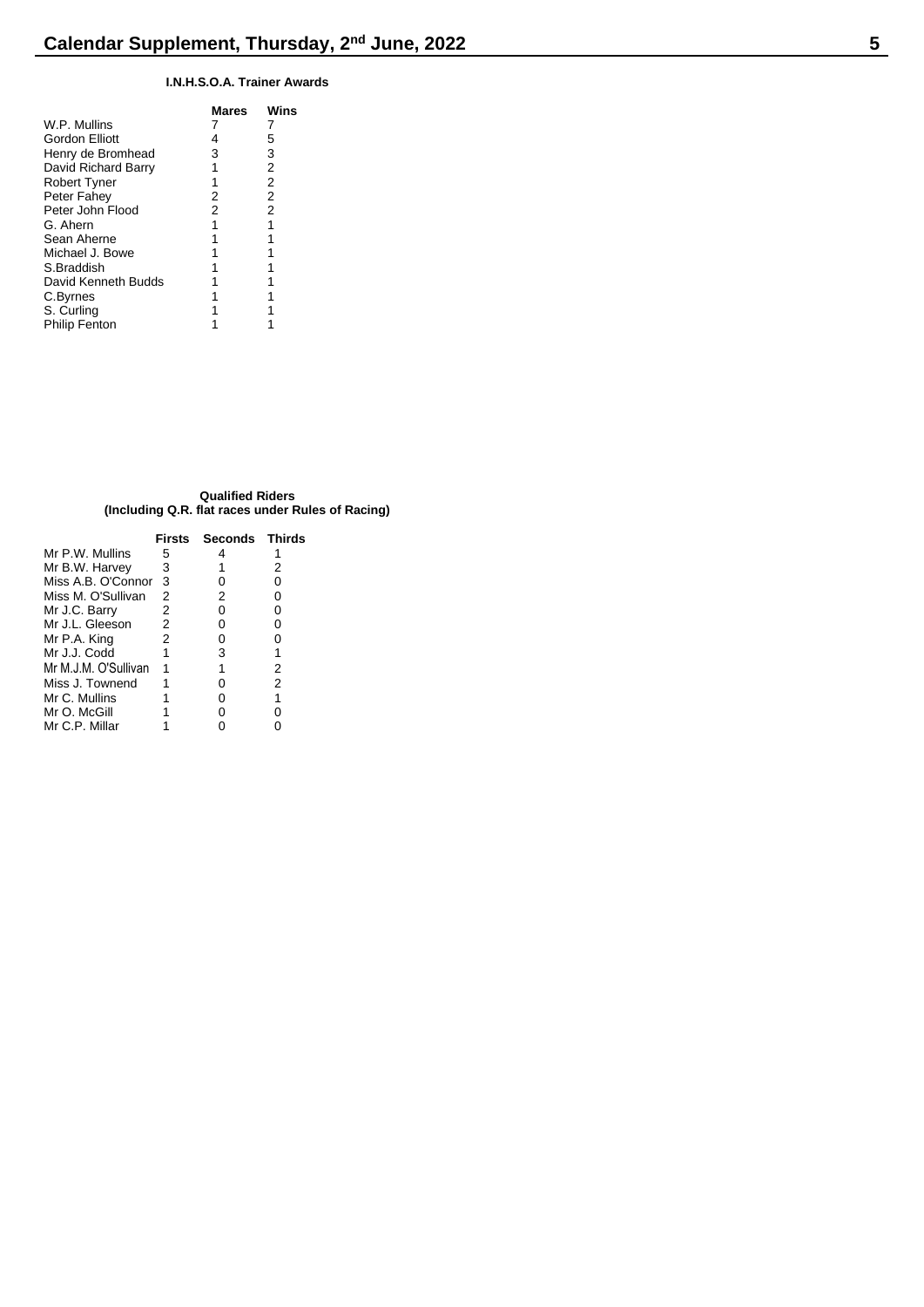### I.N.H.S.O.A. Trainer Awards

| | Mares | Wins |
|---|---|---|
| W.P. Mullins | 7 | 7 |
| Gordon Elliott | 4 | 5 |
| Henry de Bromhead | 3 | 3 |
| David Richard Barry | 1 | 2 |
| Robert Tyner | 1 | 2 |
| Peter Fahey | 2 | 2 |
| Peter John Flood | 2 | 2 |
| G. Ahern | 1 | 1 |
| Sean Aherne | 1 | 1 |
| Michael J. Bowe | 1 | 1 |
| S.Braddish | 1 | 1 |
| David Kenneth Budds | 1 | 1 |
| C.Byrnes | 1 | 1 |
| S. Curling | 1 | 1 |
| Philip Fenton | 1 | 1 |

### Qualified Riders
### (Including Q.R. flat races under Rules of Racing)

| | Firsts | Seconds | Thirds |
|---|---|---|---|
| Mr P.W. Mullins | 5 | 4 | 1 |
| Mr B.W. Harvey | 3 | 1 | 2 |
| Miss A.B. O'Connor | 3 | 0 | 0 |
| Miss M. O'Sullivan | 2 | 2 | 0 |
| Mr J.C. Barry | 2 | 0 | 0 |
| Mr J.L. Gleeson | 2 | 0 | 0 |
| Mr P.A. King | 2 | 0 | 0 |
| Mr J.J. Codd | 1 | 3 | 1 |
| Mr M.J.M. O'Sullivan | 1 | 1 | 2 |
| Miss J. Townend | 1 | 0 | 2 |
| Mr C. Mullins | 1 | 0 | 1 |
| Mr O. McGill | 1 | 0 | 0 |
| Mr C.P. Millar | 1 | 0 | 0 |